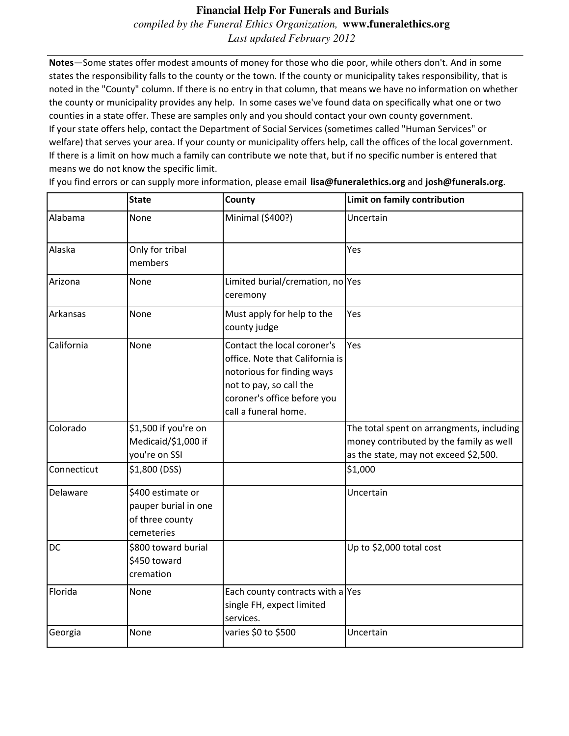# Financial Help For Funerals and Burials

*compiled by the Funeral Ethics Organization,* **www.funeralethics.org**

*Last updated February 2012*

**Notes**—Some states offer modest amounts of money for those who die poor, while others don't. And in some states the responsibility falls to the county or the town. If the county or municipality takes responsibility, that is noted in the "County" column. If there is no entry in that column, that means we have no information on whether the county or municipality provides any help. In some cases we've found data on specifically what one or two counties in a state offer. These are samples only and you should contact your own county government.

If your state offers help, contact the Department of Social Services (sometimes called "Human Services" or welfare) that serves your area. If your county or municipality offers help, call the offices of the local government.

If there is a limit on how much a family can contribute we note that, but if no specific number is entered that means we do not know the specific limit.

If you find errors or can supply more information, please email **lisa@funeralethics.org** and **josh@funerals.org**.

| | State | County | Limit on family contribution |
|---|---|---|---|
| Alabama | None | Minimal ($400?) | Uncertain |
| Alaska | Only for tribal members | | Yes |
| Arizona | None | Limited burial/cremation, no ceremony | Yes |
| Arkansas | None | Must apply for help to the county judge | Yes |
| California | None | Contact the local coroner's office. Note that California is notorious for finding ways not to pay, so call the coroner's office before you call a funeral home. | Yes |
| Colorado | $1,500 if you're on Medicaid/$1,000 if you're on SSI | | The total spent on arrangments, including money contributed by the family as well as the state, may not exceed $2,500. |
| Connecticut | $1,800 (DSS) | | $1,000 |
| Delaware | $400 estimate or pauper burial in one of three county cemeteries | | Uncertain |
| DC | $800 toward burial $450 toward cremation | | Up to $2,000 total cost |
| Florida | None | Each county contracts with a single FH, expect limited services. | Yes |
| Georgia | None | varies $0 to $500 | Uncertain |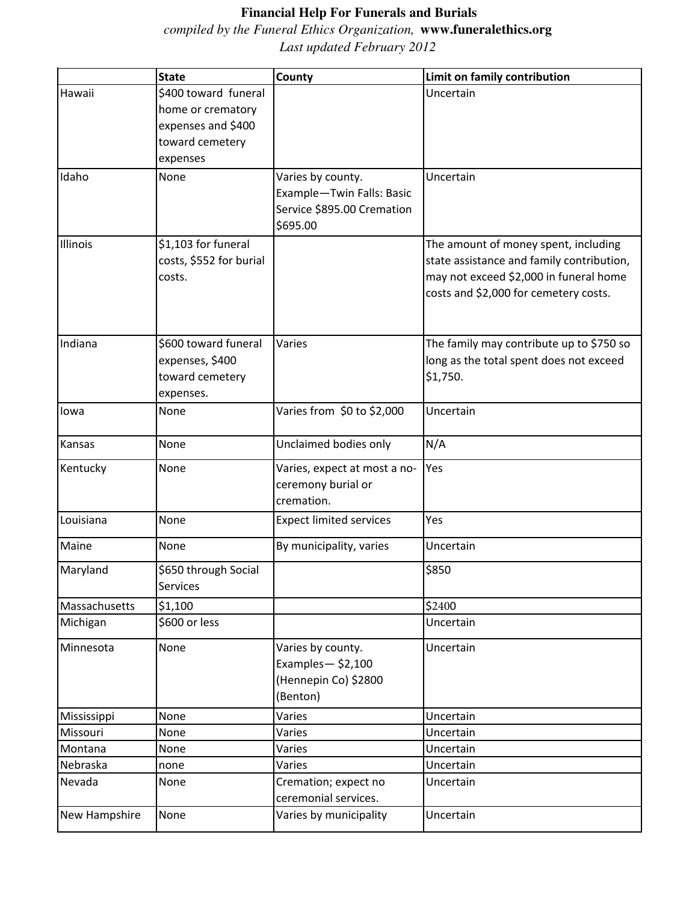**Financial Help For Funerals and Burials**

*compiled by the Funeral Ethics Organization,* **www.funeralethics.org**

*Last updated February 2012*

| | State | County | Limit on family contribution |
|---|---|---|---|
| Hawaii | $400 toward funeral home or crematory expenses and $400 toward cemetery expenses | | Uncertain |
| Idaho | None | Varies by county. Example—Twin Falls: Basic Service $895.00 Cremation $695.00 | Uncertain |
| Illinois | $1,103 for funeral costs, $552 for burial costs. | | The amount of money spent, including state assistance and family contribution, may not exceed $2,000 in funeral home costs and $2,000 for cemetery costs. |
| Indiana | $600 toward funeral expenses, $400 toward cemetery expenses. | Varies | The family may contribute up to $750 so long as the total spent does not exceed $1,750. |
| Iowa | None | Varies from $0 to $2,000 | Uncertain |
| Kansas | None | Unclaimed bodies only | N/A |
| Kentucky | None | Varies, expect at most a no-ceremony burial or cremation. | Yes |
| Louisiana | None | Expect limited services | Yes |
| Maine | None | By municipality, varies | Uncertain |
| Maryland | $650 through Social Services | | $850 |
| Massachusetts | $1,100 | | $2400 |
| Michigan | $600 or less | | Uncertain |
| Minnesota | None | Varies by county. Examples— $2,100 (Hennepin Co) $2800 (Benton) | Uncertain |
| Mississippi | None | Varies | Uncertain |
| Missouri | None | Varies | Uncertain |
| Montana | None | Varies | Uncertain |
| Nebraska | none | Varies | Uncertain |
| Nevada | None | Cremation; expect no ceremonial services. | Uncertain |
| New Hampshire | None | Varies by municipality | Uncertain |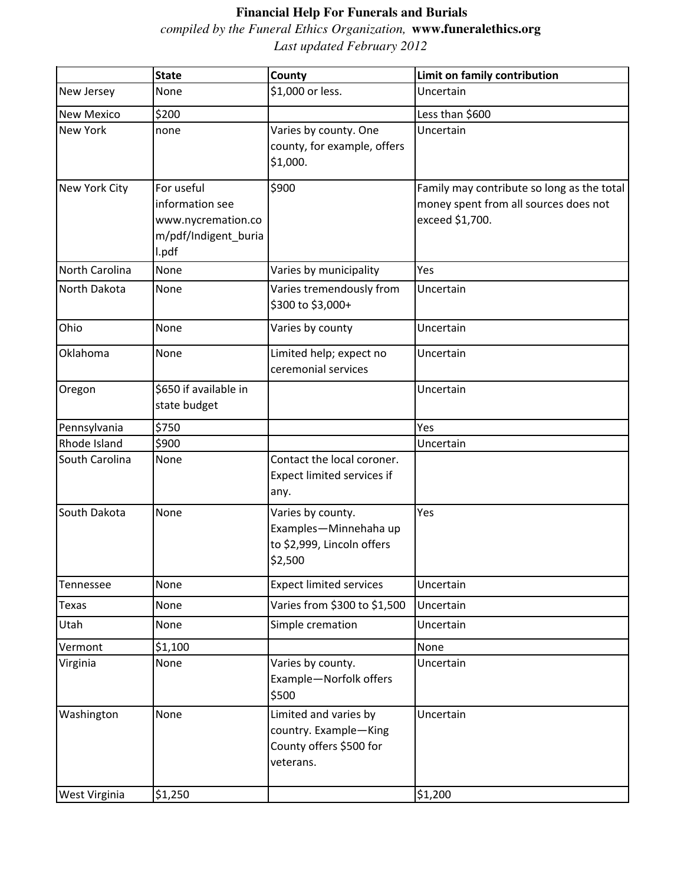**Financial Help For Funerals and Burials**

*compiled by the Funeral Ethics Organization,* **www.funeralethics.org**

*Last updated February 2012*

| | State | County | Limit on family contribution |
|---|---|---|---|
| New Jersey | None | $1,000 or less. | Uncertain |
| New Mexico | $200 | | Less than $600 |
| New York | none | Varies by county. One county, for example, offers $1,000. | Uncertain |
| New York City | For useful information see www.nycremation.com/pdf/Indigent_burial.pdf | $900 | Family may contribute so long as the total money spent from all sources does not exceed $1,700. |
| North Carolina | None | Varies by municipality | Yes |
| North Dakota | None | Varies tremendously from $300 to $3,000+ | Uncertain |
| Ohio | None | Varies by county | Uncertain |
| Oklahoma | None | Limited help; expect no ceremonial services | Uncertain |
| Oregon | $650 if available in state budget | | Uncertain |
| Pennsylvania | $750 | | Yes |
| Rhode Island | $900 | | Uncertain |
| South Carolina | None | Contact the local coroner. Expect limited services if any. | |
| South Dakota | None | Varies by county. Examples—Minnehaha up to $2,999, Lincoln offers $2,500 | Yes |
| Tennessee | None | Expect limited services | Uncertain |
| Texas | None | Varies from $300 to $1,500 | Uncertain |
| Utah | None | Simple cremation | Uncertain |
| Vermont | $1,100 | | None |
| Virginia | None | Varies by county. Example—Norfolk offers $500 | Uncertain |
| Washington | None | Limited and varies by country. Example—King County offers $500 for veterans. | Uncertain |
| West Virginia | $1,250 | | $1,200 |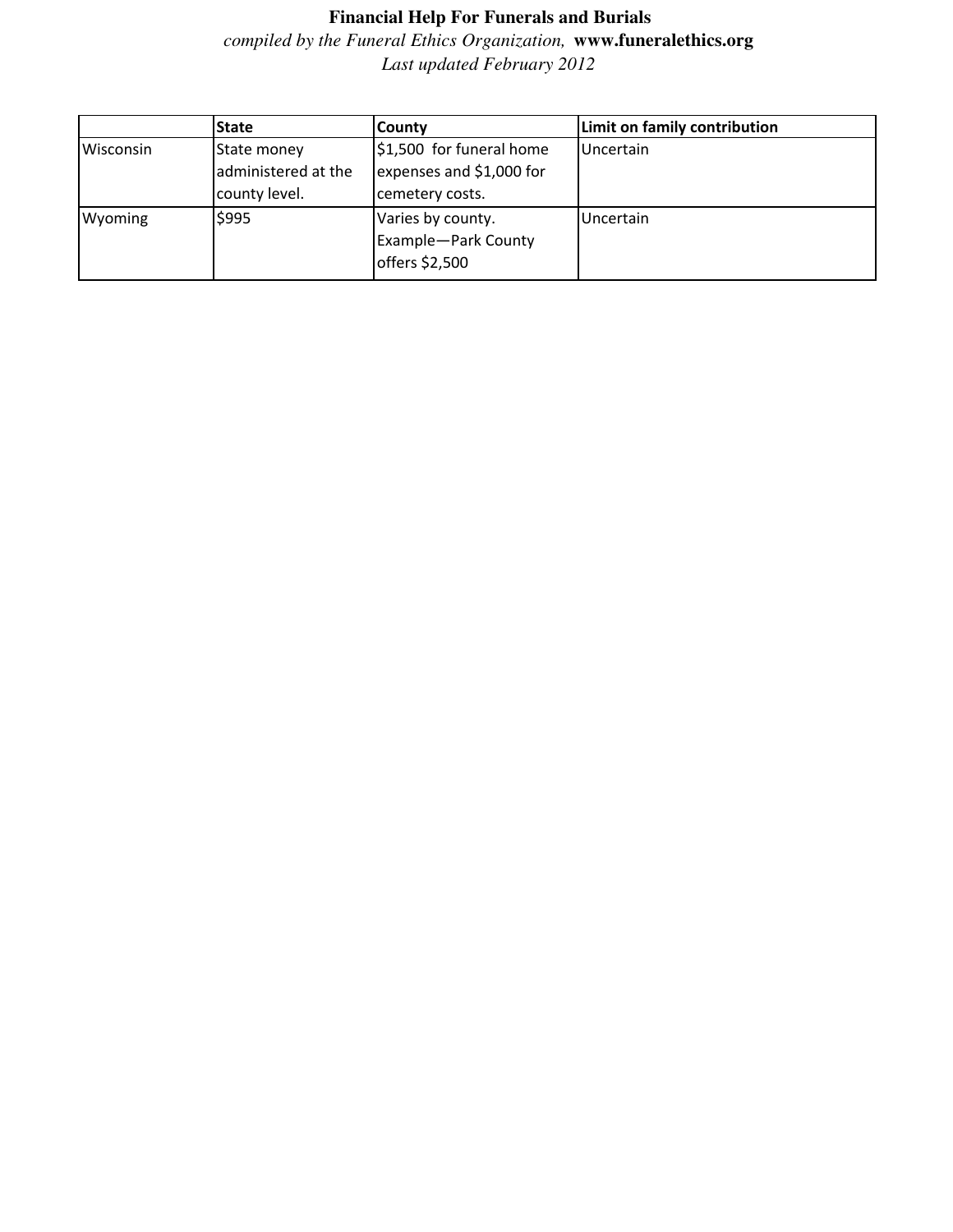| | State | County | Limit on family contribution |
|---|---|---|---|
| Wisconsin | State money administered at the county level. | $1,500 for funeral home expenses and $1,000 for cemetery costs. | Uncertain |
| Wyoming | $995 | Varies by county. Example—Park County offers $2,500 | Uncertain |